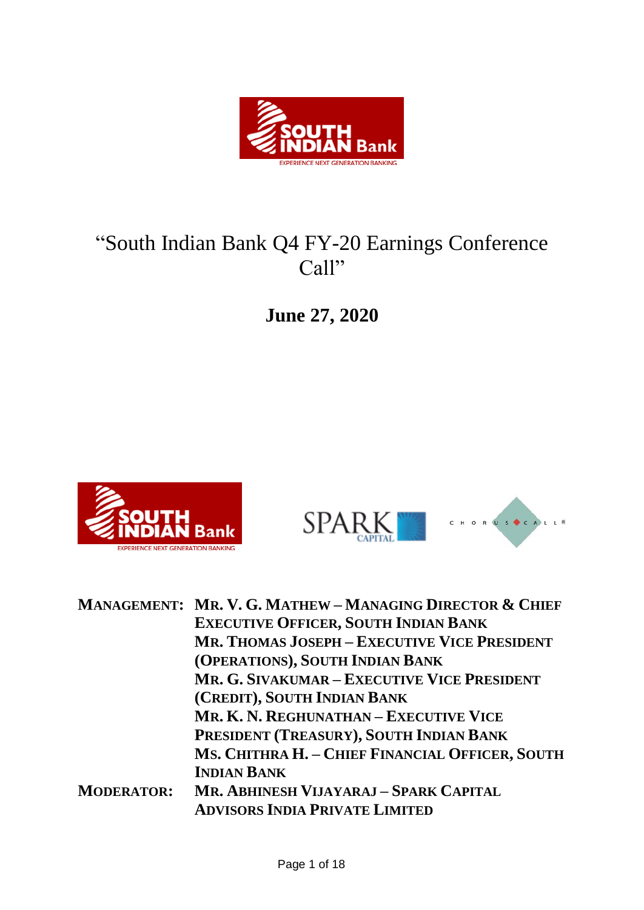# "South Indian Bank Q4 FY-20 Earnings Conference Call"

**June 27, 2020**

**MANAGEMENT:** **MR. V. G. MATHEW – MANAGING DIRECTOR & CHIEF EXECUTIVE OFFICER, SOUTH INDIAN BANK**
**MR. THOMAS JOSEPH – EXECUTIVE VICE PRESIDENT (OPERATIONS), SOUTH INDIAN BANK**
**MR. G. SIVAKUMAR – EXECUTIVE VICE PRESIDENT (CREDIT), SOUTH INDIAN BANK**
**MR. K. N. REGHUNATHAN – EXECUTIVE VICE PRESIDENT (TREASURY), SOUTH INDIAN BANK**
**MS. CHITHRA H. – CHIEF FINANCIAL OFFICER, SOUTH INDIAN BANK**

**MODERATOR:** **MR. ABHINESH VIJAYARAJ – SPARK CAPITAL ADVISORS INDIA PRIVATE LIMITED**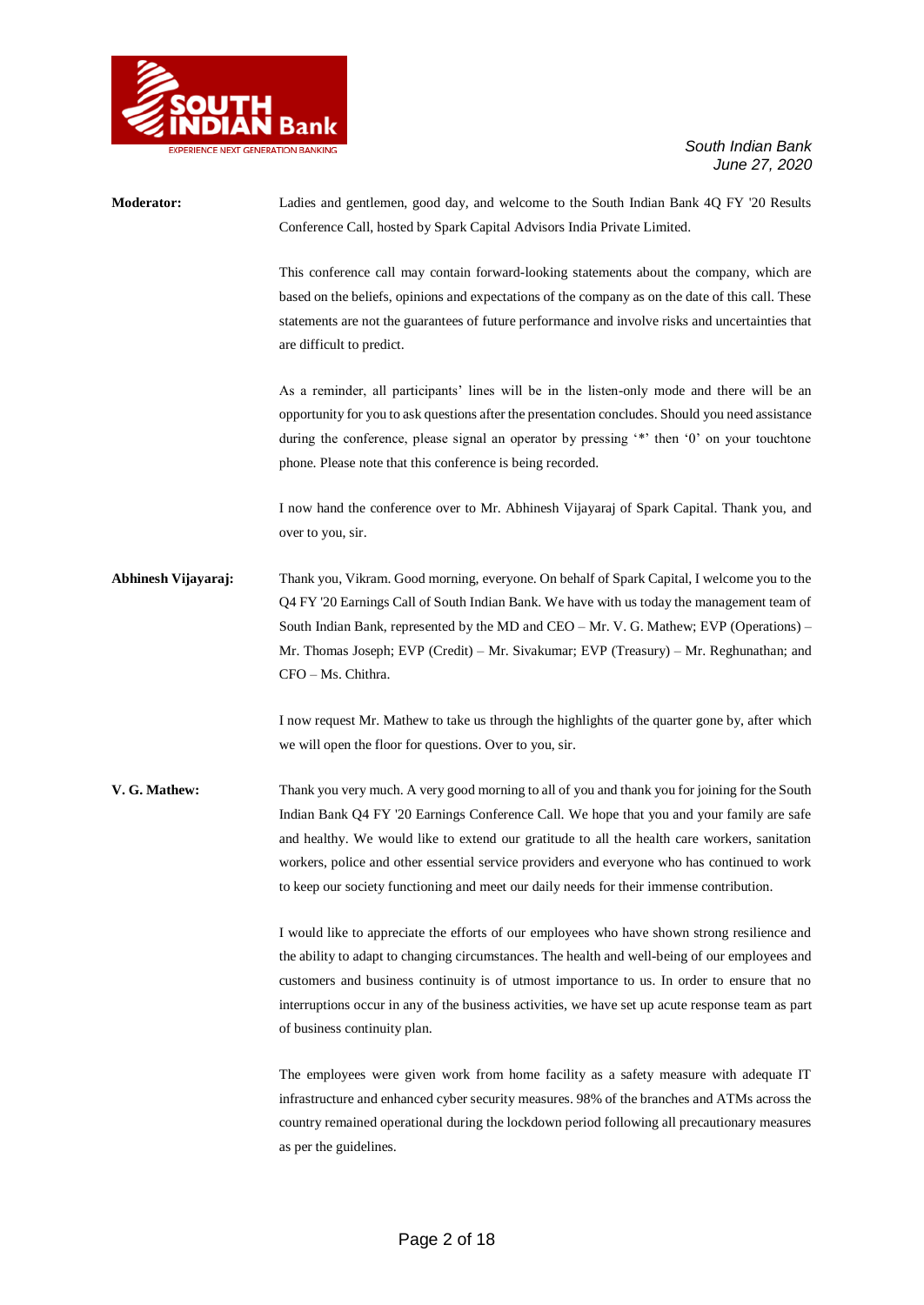**Moderator:** Ladies and gentlemen, good day, and welcome to the South Indian Bank 4Q FY '20 Results Conference Call, hosted by Spark Capital Advisors India Private Limited.

This conference call may contain forward-looking statements about the company, which are based on the beliefs, opinions and expectations of the company as on the date of this call. These statements are not the guarantees of future performance and involve risks and uncertainties that are difficult to predict.

As a reminder, all participants' lines will be in the listen-only mode and there will be an opportunity for you to ask questions after the presentation concludes. Should you need assistance during the conference, please signal an operator by pressing '*' then '0' on your touchtone phone. Please note that this conference is being recorded.

I now hand the conference over to Mr. Abhinesh Vijayaraj of Spark Capital. Thank you, and over to you, sir.

**Abhinesh Vijayaraj:** Thank you, Vikram. Good morning, everyone. On behalf of Spark Capital, I welcome you to the Q4 FY '20 Earnings Call of South Indian Bank. We have with us today the management team of South Indian Bank, represented by the MD and CEO – Mr. V. G. Mathew; EVP (Operations) – Mr. Thomas Joseph; EVP (Credit) – Mr. Sivakumar; EVP (Treasury) – Mr. Reghunathan; and CFO – Ms. Chithra.

I now request Mr. Mathew to take us through the highlights of the quarter gone by, after which we will open the floor for questions. Over to you, sir.

**V. G. Mathew:** Thank you very much. A very good morning to all of you and thank you for joining for the South Indian Bank Q4 FY '20 Earnings Conference Call. We hope that you and your family are safe and healthy. We would like to extend our gratitude to all the health care workers, sanitation workers, police and other essential service providers and everyone who has continued to work to keep our society functioning and meet our daily needs for their immense contribution.

I would like to appreciate the efforts of our employees who have shown strong resilience and the ability to adapt to changing circumstances. The health and well-being of our employees and customers and business continuity is of utmost importance to us. In order to ensure that no interruptions occur in any of the business activities, we have set up acute response team as part of business continuity plan.

The employees were given work from home facility as a safety measure with adequate IT infrastructure and enhanced cyber security measures. 98% of the branches and ATMs across the country remained operational during the lockdown period following all precautionary measures as per the guidelines.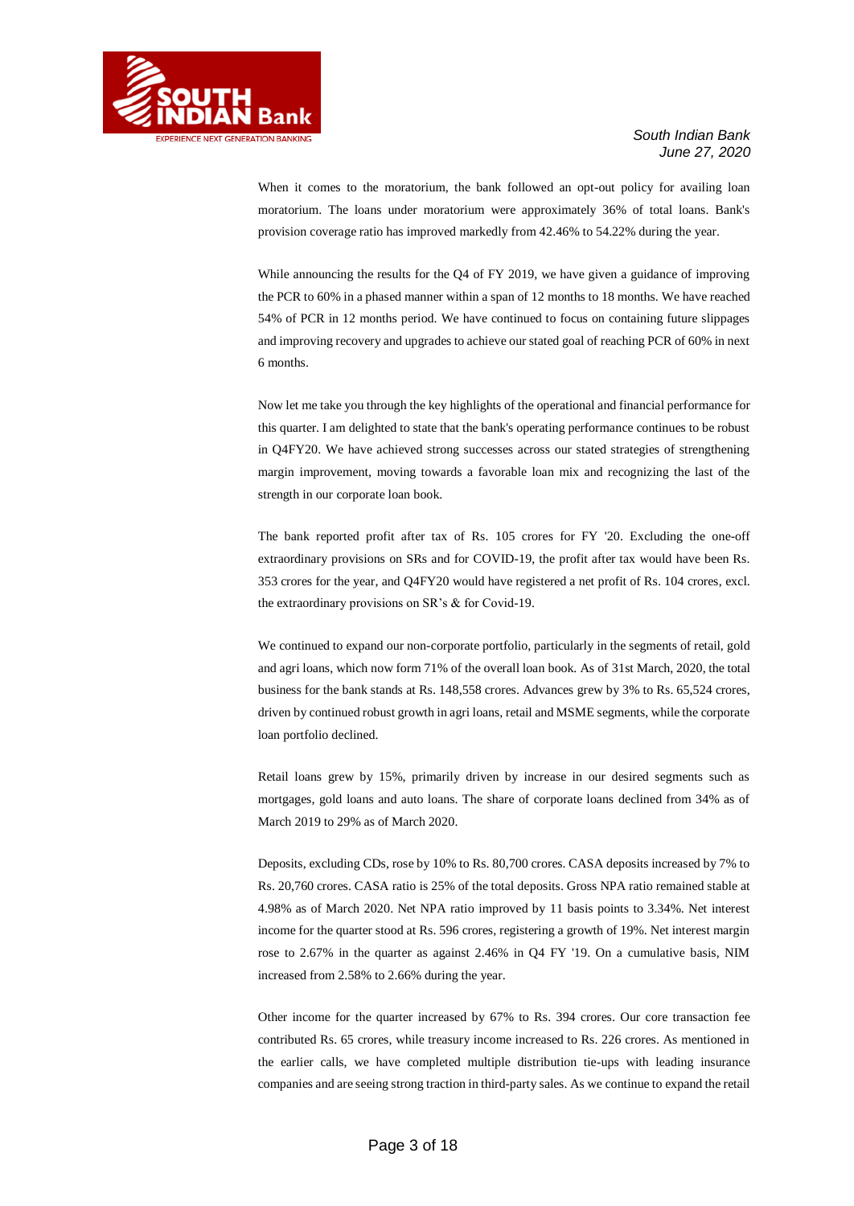When it comes to the moratorium, the bank followed an opt-out policy for availing loan moratorium. The loans under moratorium were approximately 36% of total loans. Bank's provision coverage ratio has improved markedly from 42.46% to 54.22% during the year.

While announcing the results for the Q4 of FY 2019, we have given a guidance of improving the PCR to 60% in a phased manner within a span of 12 months to 18 months. We have reached 54% of PCR in 12 months period. We have continued to focus on containing future slippages and improving recovery and upgrades to achieve our stated goal of reaching PCR of 60% in next 6 months.

Now let me take you through the key highlights of the operational and financial performance for this quarter. I am delighted to state that the bank's operating performance continues to be robust in Q4FY20. We have achieved strong successes across our stated strategies of strengthening margin improvement, moving towards a favorable loan mix and recognizing the last of the strength in our corporate loan book.

The bank reported profit after tax of Rs. 105 crores for FY '20. Excluding the one-off extraordinary provisions on SRs and for COVID-19, the profit after tax would have been Rs. 353 crores for the year, and Q4FY20 would have registered a net profit of Rs. 104 crores, excl. the extraordinary provisions on SR's & for Covid-19.

We continued to expand our non-corporate portfolio, particularly in the segments of retail, gold and agri loans, which now form 71% of the overall loan book. As of 31st March, 2020, the total business for the bank stands at Rs. 148,558 crores. Advances grew by 3% to Rs. 65,524 crores, driven by continued robust growth in agri loans, retail and MSME segments, while the corporate loan portfolio declined.

Retail loans grew by 15%, primarily driven by increase in our desired segments such as mortgages, gold loans and auto loans. The share of corporate loans declined from 34% as of March 2019 to 29% as of March 2020.

Deposits, excluding CDs, rose by 10% to Rs. 80,700 crores. CASA deposits increased by 7% to Rs. 20,760 crores. CASA ratio is 25% of the total deposits. Gross NPA ratio remained stable at 4.98% as of March 2020. Net NPA ratio improved by 11 basis points to 3.34%. Net interest income for the quarter stood at Rs. 596 crores, registering a growth of 19%. Net interest margin rose to 2.67% in the quarter as against 2.46% in Q4 FY '19. On a cumulative basis, NIM increased from 2.58% to 2.66% during the year.

Other income for the quarter increased by 67% to Rs. 394 crores. Our core transaction fee contributed Rs. 65 crores, while treasury income increased to Rs. 226 crores. As mentioned in the earlier calls, we have completed multiple distribution tie-ups with leading insurance companies and are seeing strong traction in third-party sales. As we continue to expand the retail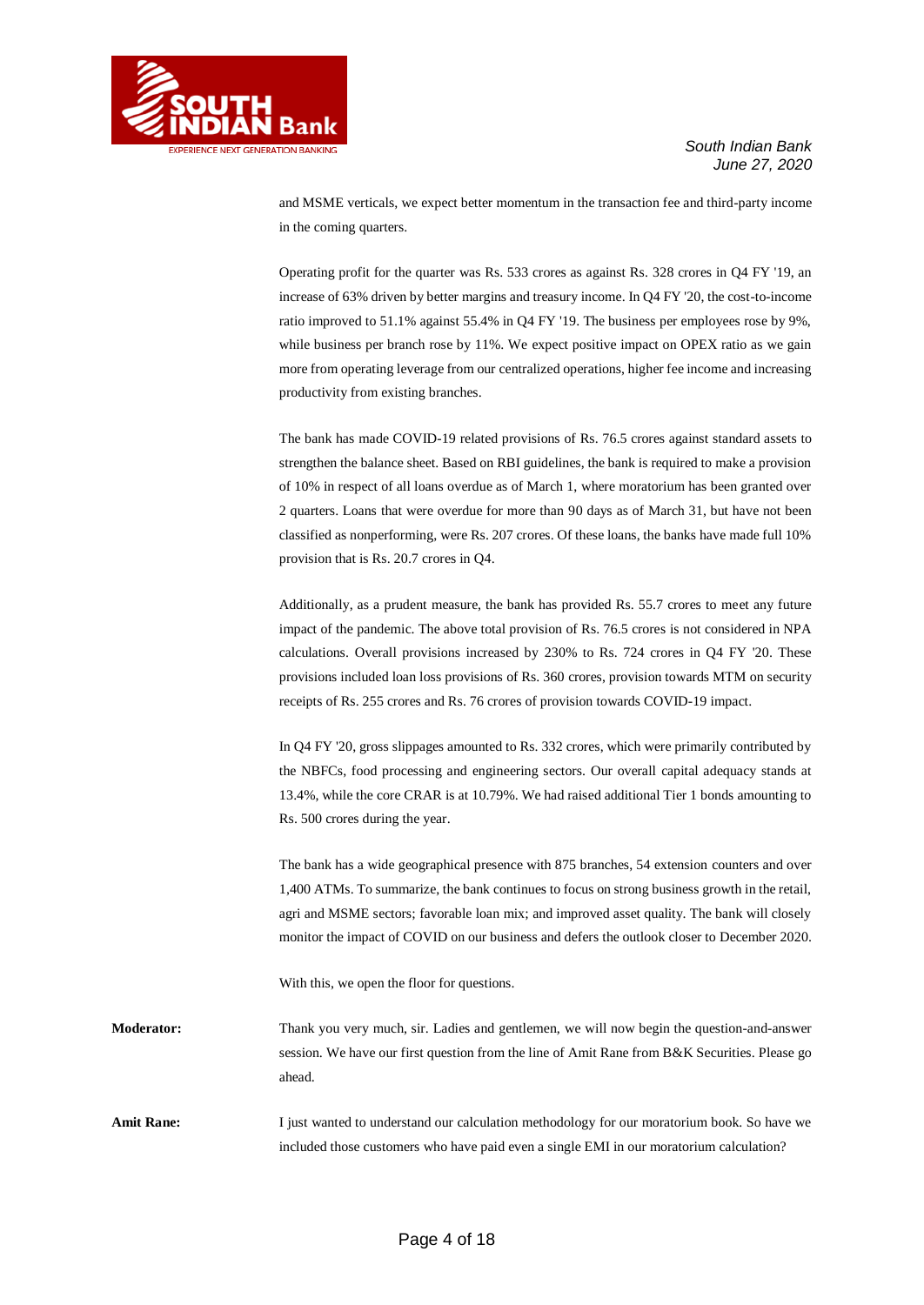and MSME verticals, we expect better momentum in the transaction fee and third-party income in the coming quarters.

Operating profit for the quarter was Rs. 533 crores as against Rs. 328 crores in Q4 FY '19, an increase of 63% driven by better margins and treasury income. In Q4 FY '20, the cost-to-income ratio improved to 51.1% against 55.4% in Q4 FY '19. The business per employees rose by 9%, while business per branch rose by 11%. We expect positive impact on OPEX ratio as we gain more from operating leverage from our centralized operations, higher fee income and increasing productivity from existing branches.

The bank has made COVID-19 related provisions of Rs. 76.5 crores against standard assets to strengthen the balance sheet. Based on RBI guidelines, the bank is required to make a provision of 10% in respect of all loans overdue as of March 1, where moratorium has been granted over 2 quarters. Loans that were overdue for more than 90 days as of March 31, but have not been classified as nonperforming, were Rs. 207 crores. Of these loans, the banks have made full 10% provision that is Rs. 20.7 crores in Q4.

Additionally, as a prudent measure, the bank has provided Rs. 55.7 crores to meet any future impact of the pandemic. The above total provision of Rs. 76.5 crores is not considered in NPA calculations. Overall provisions increased by 230% to Rs. 724 crores in Q4 FY '20. These provisions included loan loss provisions of Rs. 360 crores, provision towards MTM on security receipts of Rs. 255 crores and Rs. 76 crores of provision towards COVID-19 impact.

In Q4 FY '20, gross slippages amounted to Rs. 332 crores, which were primarily contributed by the NBFCs, food processing and engineering sectors. Our overall capital adequacy stands at 13.4%, while the core CRAR is at 10.79%. We had raised additional Tier 1 bonds amounting to Rs. 500 crores during the year.

The bank has a wide geographical presence with 875 branches, 54 extension counters and over 1,400 ATMs. To summarize, the bank continues to focus on strong business growth in the retail, agri and MSME sectors; favorable loan mix; and improved asset quality. The bank will closely monitor the impact of COVID on our business and defers the outlook closer to December 2020.

With this, we open the floor for questions.

**Moderator:** Thank you very much, sir. Ladies and gentlemen, we will now begin the question-and-answer session. We have our first question from the line of Amit Rane from B&K Securities. Please go ahead.

**Amit Rane:** I just wanted to understand our calculation methodology for our moratorium book. So have we included those customers who have paid even a single EMI in our moratorium calculation?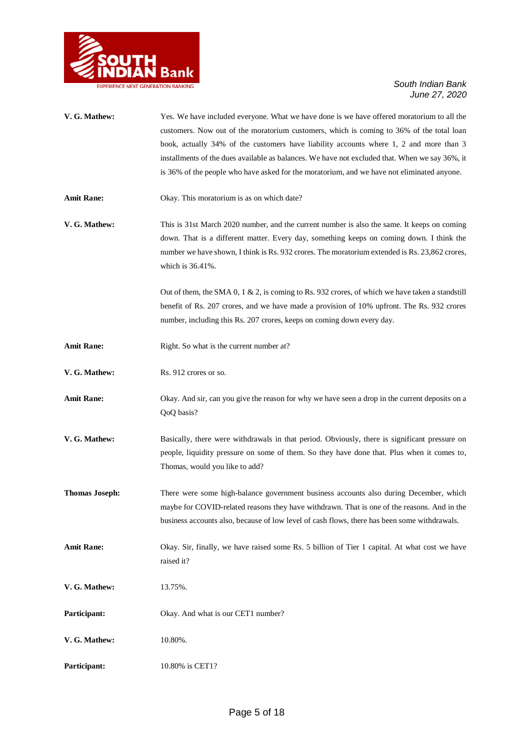**V. G. Mathew:** Yes. We have included everyone. What we have done is we have offered moratorium to all the customers. Now out of the moratorium customers, which is coming to 36% of the total loan book, actually 34% of the customers have liability accounts where 1, 2 and more than 3 installments of the dues available as balances. We have not excluded that. When we say 36%, it is 36% of the people who have asked for the moratorium, and we have not eliminated anyone.

**Amit Rane:** Okay. This moratorium is as on which date?

**V. G. Mathew:** This is 31st March 2020 number, and the current number is also the same. It keeps on coming down. That is a different matter. Every day, something keeps on coming down. I think the number we have shown, I think is Rs. 932 crores. The moratorium extended is Rs. 23,862 crores, which is 36.41%.

Out of them, the SMA 0, 1 & 2, is coming to Rs. 932 crores, of which we have taken a standstill benefit of Rs. 207 crores, and we have made a provision of 10% upfront. The Rs. 932 crores number, including this Rs. 207 crores, keeps on coming down every day.

**Amit Rane:** Right. So what is the current number at?

**V. G. Mathew:** Rs. 912 crores or so.

**Amit Rane:** Okay. And sir, can you give the reason for why we have seen a drop in the current deposits on a QoQ basis?

**V. G. Mathew:** Basically, there were withdrawals in that period. Obviously, there is significant pressure on people, liquidity pressure on some of them. So they have done that. Plus when it comes to, Thomas, would you like to add?

**Thomas Joseph:** There were some high-balance government business accounts also during December, which maybe for COVID-related reasons they have withdrawn. That is one of the reasons. And in the business accounts also, because of low level of cash flows, there has been some withdrawals.

**Amit Rane:** Okay. Sir, finally, we have raised some Rs. 5 billion of Tier 1 capital. At what cost we have raised it?

**V. G. Mathew:** 13.75%.

**Participant:** Okay. And what is our CET1 number?

**V. G. Mathew:** 10.80%.

**Participant:** 10.80% is CET1?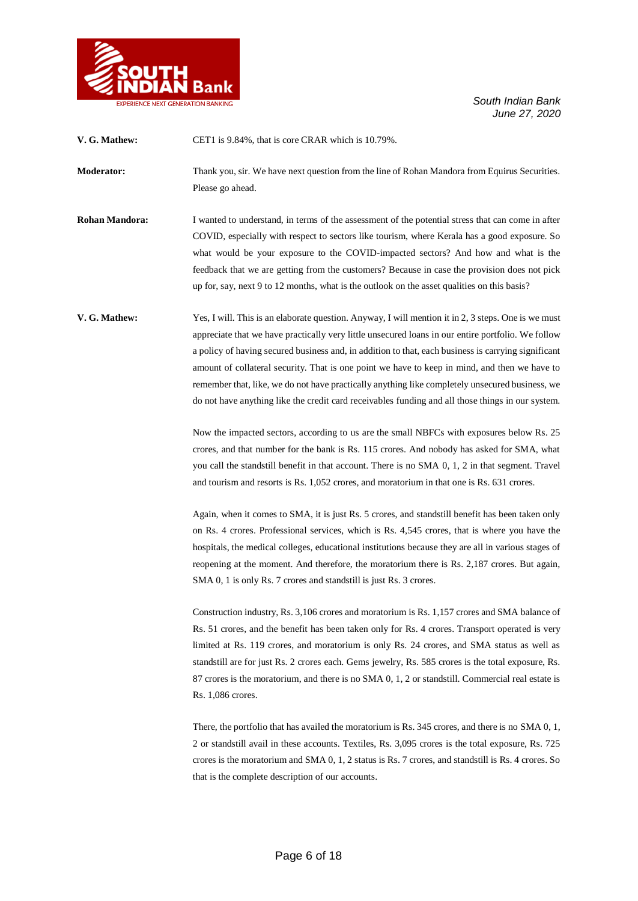**V. G. Mathew:** CET1 is 9.84%, that is core CRAR which is 10.79%.

**Moderator:** Thank you, sir. We have next question from the line of Rohan Mandora from Equirus Securities. Please go ahead.

**Rohan Mandora:** I wanted to understand, in terms of the assessment of the potential stress that can come in after COVID, especially with respect to sectors like tourism, where Kerala has a good exposure. So what would be your exposure to the COVID-impacted sectors? And how and what is the feedback that we are getting from the customers? Because in case the provision does not pick up for, say, next 9 to 12 months, what is the outlook on the asset qualities on this basis?

**V. G. Mathew:** Yes, I will. This is an elaborate question. Anyway, I will mention it in 2, 3 steps. One is we must appreciate that we have practically very little unsecured loans in our entire portfolio. We follow a policy of having secured business and, in addition to that, each business is carrying significant amount of collateral security. That is one point we have to keep in mind, and then we have to remember that, like, we do not have practically anything like completely unsecured business, we do not have anything like the credit card receivables funding and all those things in our system.

Now the impacted sectors, according to us are the small NBFCs with exposures below Rs. 25 crores, and that number for the bank is Rs. 115 crores. And nobody has asked for SMA, what you call the standstill benefit in that account. There is no SMA 0, 1, 2 in that segment. Travel and tourism and resorts is Rs. 1,052 crores, and moratorium in that one is Rs. 631 crores.

Again, when it comes to SMA, it is just Rs. 5 crores, and standstill benefit has been taken only on Rs. 4 crores. Professional services, which is Rs. 4,545 crores, that is where you have the hospitals, the medical colleges, educational institutions because they are all in various stages of reopening at the moment. And therefore, the moratorium there is Rs. 2,187 crores. But again, SMA 0, 1 is only Rs. 7 crores and standstill is just Rs. 3 crores.

Construction industry, Rs. 3,106 crores and moratorium is Rs. 1,157 crores and SMA balance of Rs. 51 crores, and the benefit has been taken only for Rs. 4 crores. Transport operated is very limited at Rs. 119 crores, and moratorium is only Rs. 24 crores, and SMA status as well as standstill are for just Rs. 2 crores each. Gems jewelry, Rs. 585 crores is the total exposure, Rs. 87 crores is the moratorium, and there is no SMA 0, 1, 2 or standstill. Commercial real estate is Rs. 1,086 crores.

There, the portfolio that has availed the moratorium is Rs. 345 crores, and there is no SMA 0, 1, 2 or standstill avail in these accounts. Textiles, Rs. 3,095 crores is the total exposure, Rs. 725 crores is the moratorium and SMA 0, 1, 2 status is Rs. 7 crores, and standstill is Rs. 4 crores. So that is the complete description of our accounts.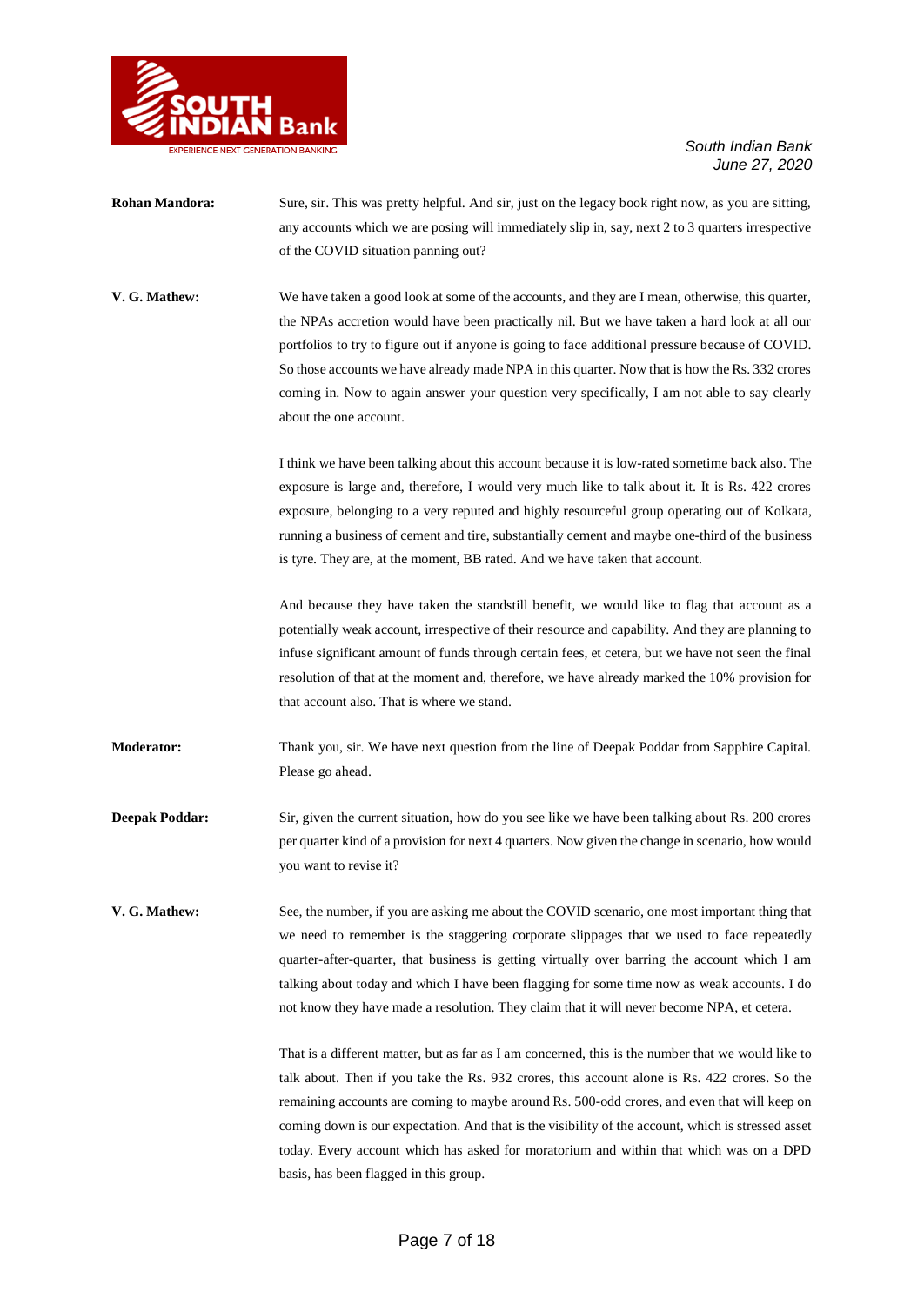**Rohan Mandora:** Sure, sir. This was pretty helpful. And sir, just on the legacy book right now, as you are sitting, any accounts which we are posing will immediately slip in, say, next 2 to 3 quarters irrespective of the COVID situation panning out?

**V. G. Mathew:** We have taken a good look at some of the accounts, and they are I mean, otherwise, this quarter, the NPAs accretion would have been practically nil. But we have taken a hard look at all our portfolios to try to figure out if anyone is going to face additional pressure because of COVID. So those accounts we have already made NPA in this quarter. Now that is how the Rs. 332 crores coming in. Now to again answer your question very specifically, I am not able to say clearly about the one account.

I think we have been talking about this account because it is low-rated sometime back also. The exposure is large and, therefore, I would very much like to talk about it. It is Rs. 422 crores exposure, belonging to a very reputed and highly resourceful group operating out of Kolkata, running a business of cement and tire, substantially cement and maybe one-third of the business is tyre. They are, at the moment, BB rated. And we have taken that account.

And because they have taken the standstill benefit, we would like to flag that account as a potentially weak account, irrespective of their resource and capability. And they are planning to infuse significant amount of funds through certain fees, et cetera, but we have not seen the final resolution of that at the moment and, therefore, we have already marked the 10% provision for that account also. That is where we stand.

**Moderator:** Thank you, sir. We have next question from the line of Deepak Poddar from Sapphire Capital. Please go ahead.

**Deepak Poddar:** Sir, given the current situation, how do you see like we have been talking about Rs. 200 crores per quarter kind of a provision for next 4 quarters. Now given the change in scenario, how would you want to revise it?

**V. G. Mathew:** See, the number, if you are asking me about the COVID scenario, one most important thing that we need to remember is the staggering corporate slippages that we used to face repeatedly quarter-after-quarter, that business is getting virtually over barring the account which I am talking about today and which I have been flagging for some time now as weak accounts. I do not know they have made a resolution. They claim that it will never become NPA, et cetera.

That is a different matter, but as far as I am concerned, this is the number that we would like to talk about. Then if you take the Rs. 932 crores, this account alone is Rs. 422 crores. So the remaining accounts are coming to maybe around Rs. 500-odd crores, and even that will keep on coming down is our expectation. And that is the visibility of the account, which is stressed asset today. Every account which has asked for moratorium and within that which was on a DPD basis, has been flagged in this group.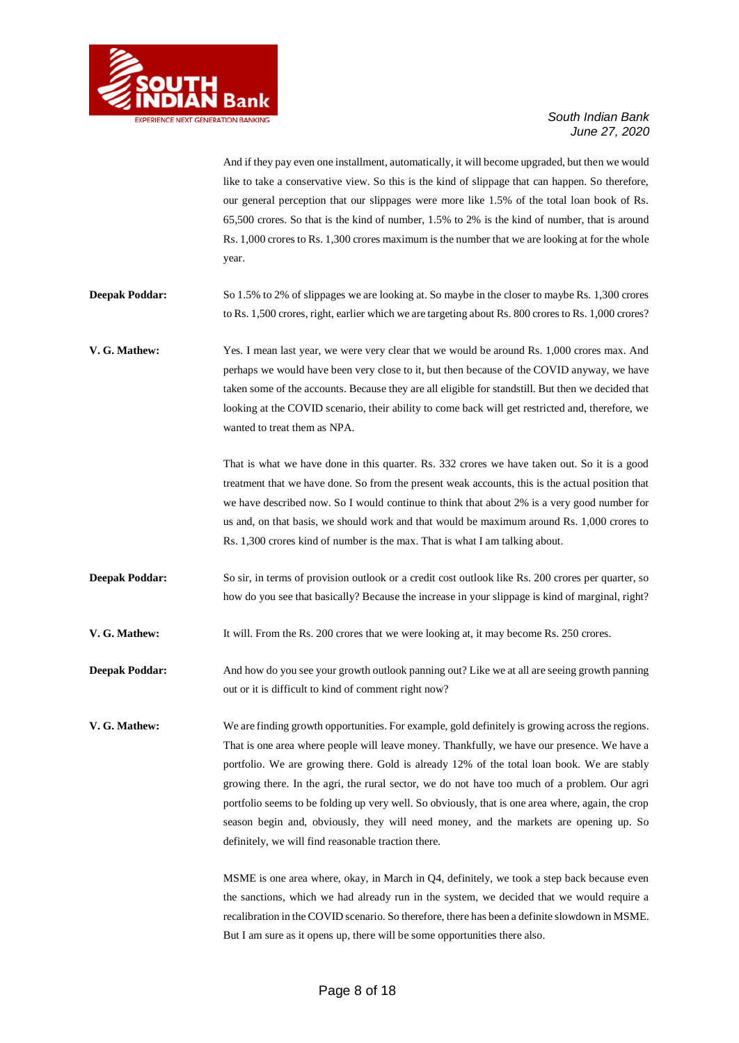And if they pay even one installment, automatically, it will become upgraded, but then we would like to take a conservative view. So this is the kind of slippage that can happen. So therefore, our general perception that our slippages were more like 1.5% of the total loan book of Rs. 65,500 crores. So that is the kind of number, 1.5% to 2% is the kind of number, that is around Rs. 1,000 crores to Rs. 1,300 crores maximum is the number that we are looking at for the whole year.

**Deepak Poddar:** So 1.5% to 2% of slippages we are looking at. So maybe in the closer to maybe Rs. 1,300 crores to Rs. 1,500 crores, right, earlier which we are targeting about Rs. 800 crores to Rs. 1,000 crores?

**V. G. Mathew:** Yes. I mean last year, we were very clear that we would be around Rs. 1,000 crores max. And perhaps we would have been very close to it, but then because of the COVID anyway, we have taken some of the accounts. Because they are all eligible for standstill. But then we decided that looking at the COVID scenario, their ability to come back will get restricted and, therefore, we wanted to treat them as NPA.

That is what we have done in this quarter. Rs. 332 crores we have taken out. So it is a good treatment that we have done. So from the present weak accounts, this is the actual position that we have described now. So I would continue to think that about 2% is a very good number for us and, on that basis, we should work and that would be maximum around Rs. 1,000 crores to Rs. 1,300 crores kind of number is the max. That is what I am talking about.

**Deepak Poddar:** So sir, in terms of provision outlook or a credit cost outlook like Rs. 200 crores per quarter, so how do you see that basically? Because the increase in your slippage is kind of marginal, right?

**V. G. Mathew:** It will. From the Rs. 200 crores that we were looking at, it may become Rs. 250 crores.

**Deepak Poddar:** And how do you see your growth outlook panning out? Like we at all are seeing growth panning out or it is difficult to kind of comment right now?

**V. G. Mathew:** We are finding growth opportunities. For example, gold definitely is growing across the regions. That is one area where people will leave money. Thankfully, we have our presence. We have a portfolio. We are growing there. Gold is already 12% of the total loan book. We are stably growing there. In the agri, the rural sector, we do not have too much of a problem. Our agri portfolio seems to be folding up very well. So obviously, that is one area where, again, the crop season begin and, obviously, they will need money, and the markets are opening up. So definitely, we will find reasonable traction there.

MSME is one area where, okay, in March in Q4, definitely, we took a step back because even the sanctions, which we had already run in the system, we decided that we would require a recalibration in the COVID scenario. So therefore, there has been a definite slowdown in MSME. But I am sure as it opens up, there will be some opportunities there also.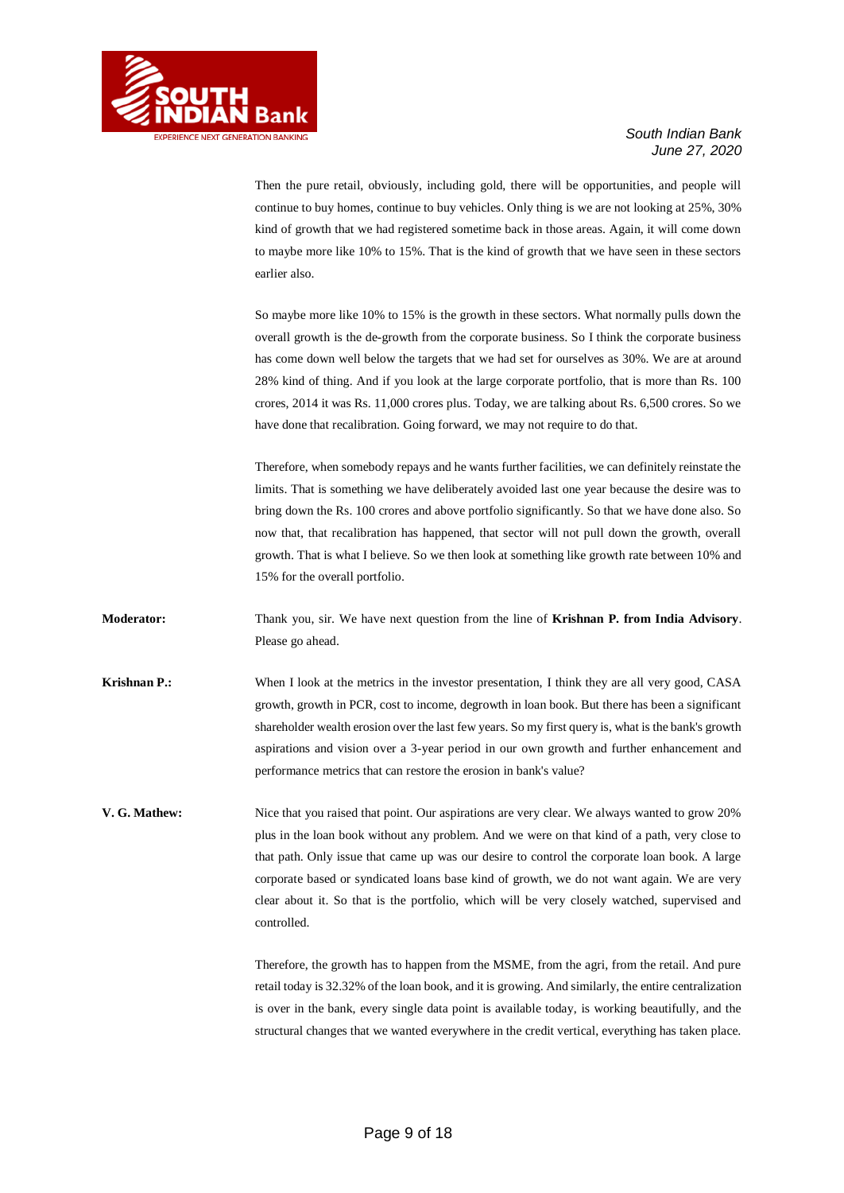Then the pure retail, obviously, including gold, there will be opportunities, and people will continue to buy homes, continue to buy vehicles. Only thing is we are not looking at 25%, 30% kind of growth that we had registered sometime back in those areas. Again, it will come down to maybe more like 10% to 15%. That is the kind of growth that we have seen in these sectors earlier also.

So maybe more like 10% to 15% is the growth in these sectors. What normally pulls down the overall growth is the de-growth from the corporate business. So I think the corporate business has come down well below the targets that we had set for ourselves as 30%. We are at around 28% kind of thing. And if you look at the large corporate portfolio, that is more than Rs. 100 crores, 2014 it was Rs. 11,000 crores plus. Today, we are talking about Rs. 6,500 crores. So we have done that recalibration. Going forward, we may not require to do that.

Therefore, when somebody repays and he wants further facilities, we can definitely reinstate the limits. That is something we have deliberately avoided last one year because the desire was to bring down the Rs. 100 crores and above portfolio significantly. So that we have done also. So now that, that recalibration has happened, that sector will not pull down the growth, overall growth. That is what I believe. So we then look at something like growth rate between 10% and 15% for the overall portfolio.

**Moderator:** Thank you, sir. We have next question from the line of **Krishnan P. from India Advisory**. Please go ahead.

**Krishnan P.:** When I look at the metrics in the investor presentation, I think they are all very good, CASA growth, growth in PCR, cost to income, degrowth in loan book. But there has been a significant shareholder wealth erosion over the last few years. So my first query is, what is the bank's growth aspirations and vision over a 3-year period in our own growth and further enhancement and performance metrics that can restore the erosion in bank's value?

**V. G. Mathew:** Nice that you raised that point. Our aspirations are very clear. We always wanted to grow 20% plus in the loan book without any problem. And we were on that kind of a path, very close to that path. Only issue that came up was our desire to control the corporate loan book. A large corporate based or syndicated loans base kind of growth, we do not want again. We are very clear about it. So that is the portfolio, which will be very closely watched, supervised and controlled.

Therefore, the growth has to happen from the MSME, from the agri, from the retail. And pure retail today is 32.32% of the loan book, and it is growing. And similarly, the entire centralization is over in the bank, every single data point is available today, is working beautifully, and the structural changes that we wanted everywhere in the credit vertical, everything has taken place.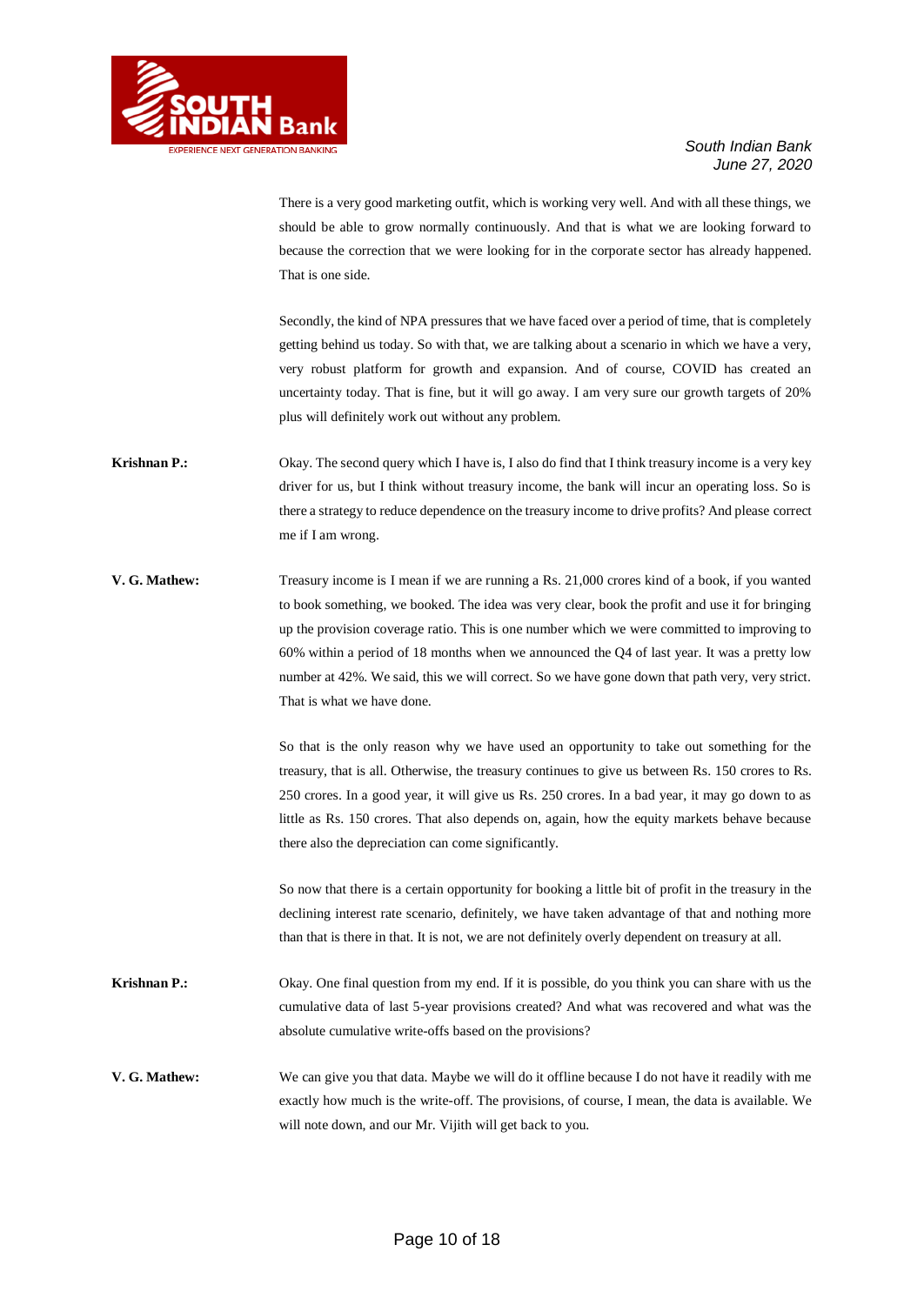There is a very good marketing outfit, which is working very well. And with all these things, we should be able to grow normally continuously. And that is what we are looking forward to because the correction that we were looking for in the corporate sector has already happened. That is one side.

Secondly, the kind of NPA pressures that we have faced over a period of time, that is completely getting behind us today. So with that, we are talking about a scenario in which we have a very, very robust platform for growth and expansion. And of course, COVID has created an uncertainty today. That is fine, but it will go away. I am very sure our growth targets of 20% plus will definitely work out without any problem.

**Krishnan P.:** Okay. The second query which I have is, I also do find that I think treasury income is a very key driver for us, but I think without treasury income, the bank will incur an operating loss. So is there a strategy to reduce dependence on the treasury income to drive profits? And please correct me if I am wrong.

**V. G. Mathew:** Treasury income is I mean if we are running a Rs. 21,000 crores kind of a book, if you wanted to book something, we booked. The idea was very clear, book the profit and use it for bringing up the provision coverage ratio. This is one number which we were committed to improving to 60% within a period of 18 months when we announced the Q4 of last year. It was a pretty low number at 42%. We said, this we will correct. So we have gone down that path very, very strict. That is what we have done.

So that is the only reason why we have used an opportunity to take out something for the treasury, that is all. Otherwise, the treasury continues to give us between Rs. 150 crores to Rs. 250 crores. In a good year, it will give us Rs. 250 crores. In a bad year, it may go down to as little as Rs. 150 crores. That also depends on, again, how the equity markets behave because there also the depreciation can come significantly.

So now that there is a certain opportunity for booking a little bit of profit in the treasury in the declining interest rate scenario, definitely, we have taken advantage of that and nothing more than that is there in that. It is not, we are not definitely overly dependent on treasury at all.

**Krishnan P.:** Okay. One final question from my end. If it is possible, do you think you can share with us the cumulative data of last 5-year provisions created? And what was recovered and what was the absolute cumulative write-offs based on the provisions?

**V. G. Mathew:** We can give you that data. Maybe we will do it offline because I do not have it readily with me exactly how much is the write-off. The provisions, of course, I mean, the data is available. We will note down, and our Mr. Vijith will get back to you.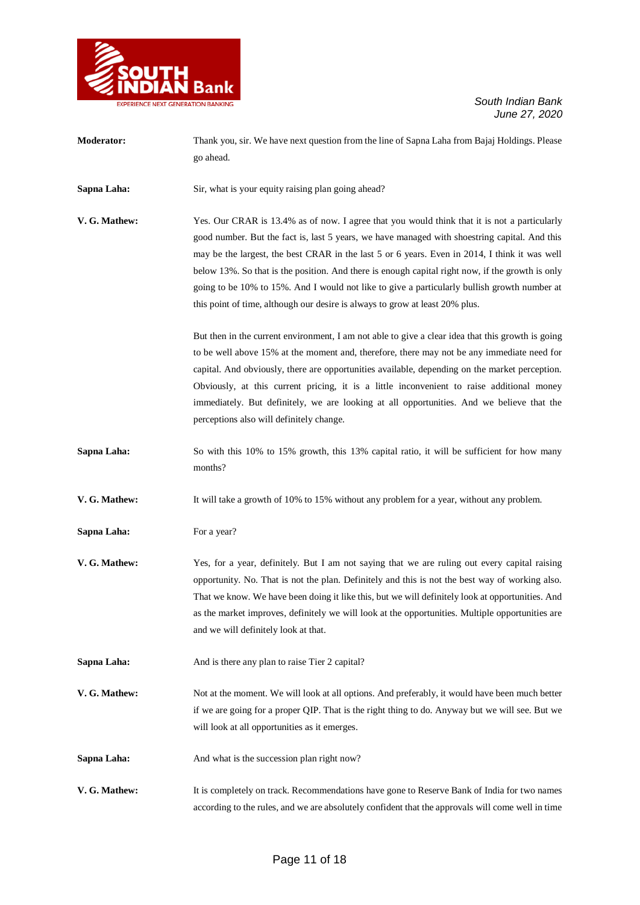**Moderator:** Thank you, sir. We have next question from the line of Sapna Laha from Bajaj Holdings. Please go ahead.

**Sapna Laha:** Sir, what is your equity raising plan going ahead?

**V. G. Mathew:** Yes. Our CRAR is 13.4% as of now. I agree that you would think that it is not a particularly good number. But the fact is, last 5 years, we have managed with shoestring capital. And this may be the largest, the best CRAR in the last 5 or 6 years. Even in 2014, I think it was well below 13%. So that is the position. And there is enough capital right now, if the growth is only going to be 10% to 15%. And I would not like to give a particularly bullish growth number at this point of time, although our desire is always to grow at least 20% plus.

But then in the current environment, I am not able to give a clear idea that this growth is going to be well above 15% at the moment and, therefore, there may not be any immediate need for capital. And obviously, there are opportunities available, depending on the market perception. Obviously, at this current pricing, it is a little inconvenient to raise additional money immediately. But definitely, we are looking at all opportunities. And we believe that the perceptions also will definitely change.

**Sapna Laha:** So with this 10% to 15% growth, this 13% capital ratio, it will be sufficient for how many months?

**V. G. Mathew:** It will take a growth of 10% to 15% without any problem for a year, without any problem.

**Sapna Laha:** For a year?

**V. G. Mathew:** Yes, for a year, definitely. But I am not saying that we are ruling out every capital raising opportunity. No. That is not the plan. Definitely and this is not the best way of working also. That we know. We have been doing it like this, but we will definitely look at opportunities. And as the market improves, definitely we will look at the opportunities. Multiple opportunities are and we will definitely look at that.

**Sapna Laha:** And is there any plan to raise Tier 2 capital?

**V. G. Mathew:** Not at the moment. We will look at all options. And preferably, it would have been much better if we are going for a proper QIP. That is the right thing to do. Anyway but we will see. But we will look at all opportunities as it emerges.

**Sapna Laha:** And what is the succession plan right now?

**V. G. Mathew:** It is completely on track. Recommendations have gone to Reserve Bank of India for two names according to the rules, and we are absolutely confident that the approvals will come well in time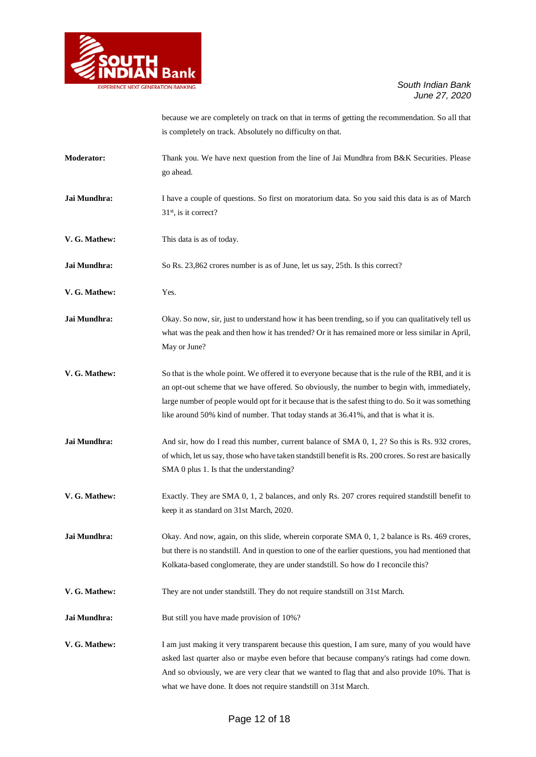because we are completely on track on that in terms of getting the recommendation. So all that is completely on track. Absolutely no difficulty on that.

**Moderator:** Thank you. We have next question from the line of Jai Mundhra from B&K Securities. Please go ahead.

**Jai Mundhra:** I have a couple of questions. So first on moratorium data. So you said this data is as of March 31st, is it correct?

**V. G. Mathew:** This data is as of today.

**Jai Mundhra:** So Rs. 23,862 crores number is as of June, let us say, 25th. Is this correct?

**V. G. Mathew:** Yes.

**Jai Mundhra:** Okay. So now, sir, just to understand how it has been trending, so if you can qualitatively tell us what was the peak and then how it has trended? Or it has remained more or less similar in April, May or June?

**V. G. Mathew:** So that is the whole point. We offered it to everyone because that is the rule of the RBI, and it is an opt-out scheme that we have offered. So obviously, the number to begin with, immediately, large number of people would opt for it because that is the safest thing to do. So it was something like around 50% kind of number. That today stands at 36.41%, and that is what it is.

**Jai Mundhra:** And sir, how do I read this number, current balance of SMA 0, 1, 2? So this is Rs. 932 crores, of which, let us say, those who have taken standstill benefit is Rs. 200 crores. So rest are basically SMA 0 plus 1. Is that the understanding?

**V. G. Mathew:** Exactly. They are SMA 0, 1, 2 balances, and only Rs. 207 crores required standstill benefit to keep it as standard on 31st March, 2020.

**Jai Mundhra:** Okay. And now, again, on this slide, wherein corporate SMA 0, 1, 2 balance is Rs. 469 crores, but there is no standstill. And in question to one of the earlier questions, you had mentioned that Kolkata-based conglomerate, they are under standstill. So how do I reconcile this?

**V. G. Mathew:** They are not under standstill. They do not require standstill on 31st March.

**Jai Mundhra:** But still you have made provision of 10%?

**V. G. Mathew:** I am just making it very transparent because this question, I am sure, many of you would have asked last quarter also or maybe even before that because company's ratings had come down. And so obviously, we are very clear that we wanted to flag that and also provide 10%. That is what we have done. It does not require standstill on 31st March.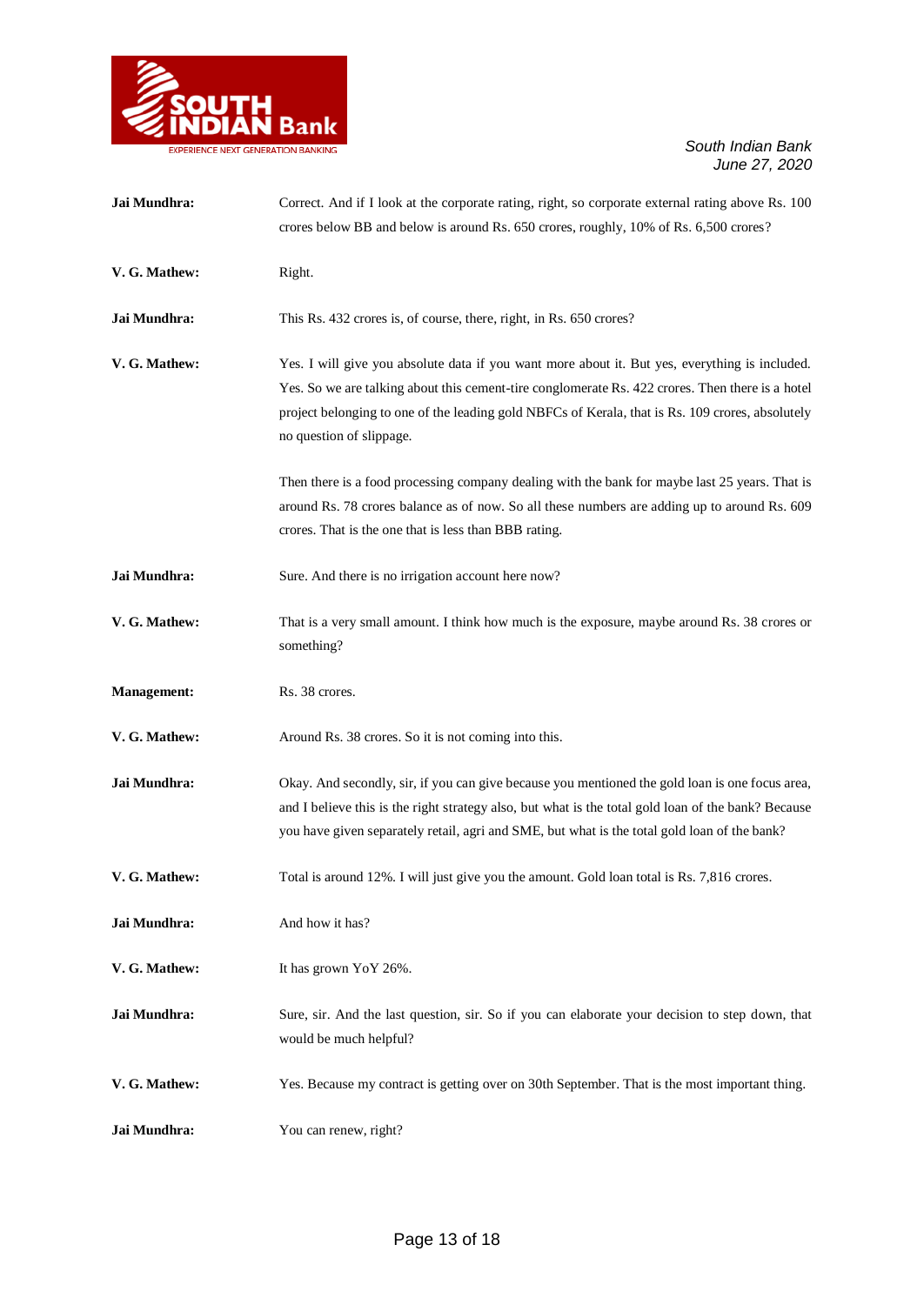**Jai Mundhra:** Correct. And if I look at the corporate rating, right, so corporate external rating above Rs. 100 crores below BB and below is around Rs. 650 crores, roughly, 10% of Rs. 6,500 crores?

**V. G. Mathew:** Right.

**Jai Mundhra:** This Rs. 432 crores is, of course, there, right, in Rs. 650 crores?

**V. G. Mathew:** Yes. I will give you absolute data if you want more about it. But yes, everything is included. Yes. So we are talking about this cement-tire conglomerate Rs. 422 crores. Then there is a hotel project belonging to one of the leading gold NBFCs of Kerala, that is Rs. 109 crores, absolutely no question of slippage.

Then there is a food processing company dealing with the bank for maybe last 25 years. That is around Rs. 78 crores balance as of now. So all these numbers are adding up to around Rs. 609 crores. That is the one that is less than BBB rating.

**Jai Mundhra:** Sure. And there is no irrigation account here now?

**V. G. Mathew:** That is a very small amount. I think how much is the exposure, maybe around Rs. 38 crores or something?

**Management:** Rs. 38 crores.

**V. G. Mathew:** Around Rs. 38 crores. So it is not coming into this.

**Jai Mundhra:** Okay. And secondly, sir, if you can give because you mentioned the gold loan is one focus area, and I believe this is the right strategy also, but what is the total gold loan of the bank? Because you have given separately retail, agri and SME, but what is the total gold loan of the bank?

**V. G. Mathew:** Total is around 12%. I will just give you the amount. Gold loan total is Rs. 7,816 crores.

**Jai Mundhra:** And how it has?

**V. G. Mathew:** It has grown YoY 26%.

**Jai Mundhra:** Sure, sir. And the last question, sir. So if you can elaborate your decision to step down, that would be much helpful?

**V. G. Mathew:** Yes. Because my contract is getting over on 30th September. That is the most important thing.

**Jai Mundhra:** You can renew, right?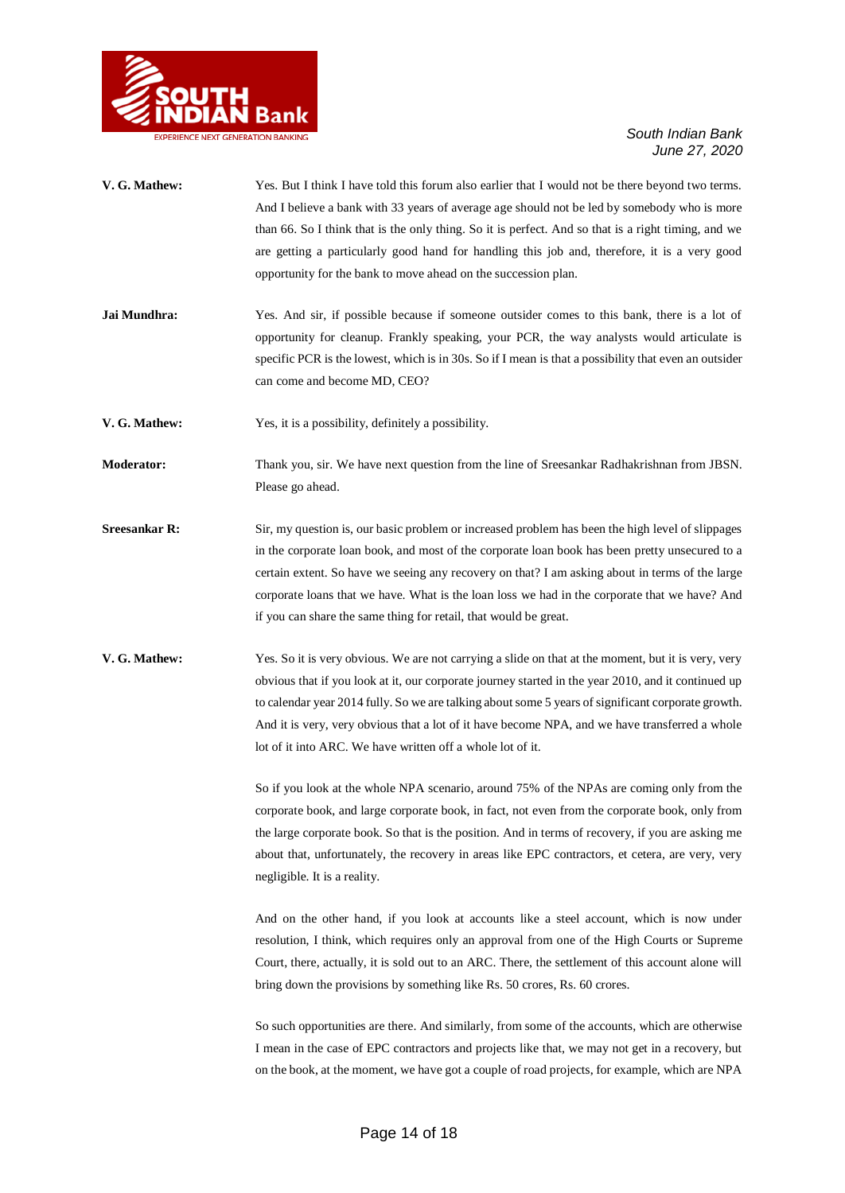**V. G. Mathew:** Yes. But I think I have told this forum also earlier that I would not be there beyond two terms. And I believe a bank with 33 years of average age should not be led by somebody who is more than 66. So I think that is the only thing. So it is perfect. And so that is a right timing, and we are getting a particularly good hand for handling this job and, therefore, it is a very good opportunity for the bank to move ahead on the succession plan.

**Jai Mundhra:** Yes. And sir, if possible because if someone outsider comes to this bank, there is a lot of opportunity for cleanup. Frankly speaking, your PCR, the way analysts would articulate is specific PCR is the lowest, which is in 30s. So if I mean is that a possibility that even an outsider can come and become MD, CEO?

**V. G. Mathew:** Yes, it is a possibility, definitely a possibility.

**Moderator:** Thank you, sir. We have next question from the line of Sreesankar Radhakrishnan from JBSN. Please go ahead.

**Sreesankar R:** Sir, my question is, our basic problem or increased problem has been the high level of slippages in the corporate loan book, and most of the corporate loan book has been pretty unsecured to a certain extent. So have we seeing any recovery on that? I am asking about in terms of the large corporate loans that we have. What is the loan loss we had in the corporate that we have? And if you can share the same thing for retail, that would be great.

**V. G. Mathew:** Yes. So it is very obvious. We are not carrying a slide on that at the moment, but it is very, very obvious that if you look at it, our corporate journey started in the year 2010, and it continued up to calendar year 2014 fully. So we are talking about some 5 years of significant corporate growth. And it is very, very obvious that a lot of it have become NPA, and we have transferred a whole lot of it into ARC. We have written off a whole lot of it.

So if you look at the whole NPA scenario, around 75% of the NPAs are coming only from the corporate book, and large corporate book, in fact, not even from the corporate book, only from the large corporate book. So that is the position. And in terms of recovery, if you are asking me about that, unfortunately, the recovery in areas like EPC contractors, et cetera, are very, very negligible. It is a reality.

And on the other hand, if you look at accounts like a steel account, which is now under resolution, I think, which requires only an approval from one of the High Courts or Supreme Court, there, actually, it is sold out to an ARC. There, the settlement of this account alone will bring down the provisions by something like Rs. 50 crores, Rs. 60 crores.

So such opportunities are there. And similarly, from some of the accounts, which are otherwise I mean in the case of EPC contractors and projects like that, we may not get in a recovery, but on the book, at the moment, we have got a couple of road projects, for example, which are NPA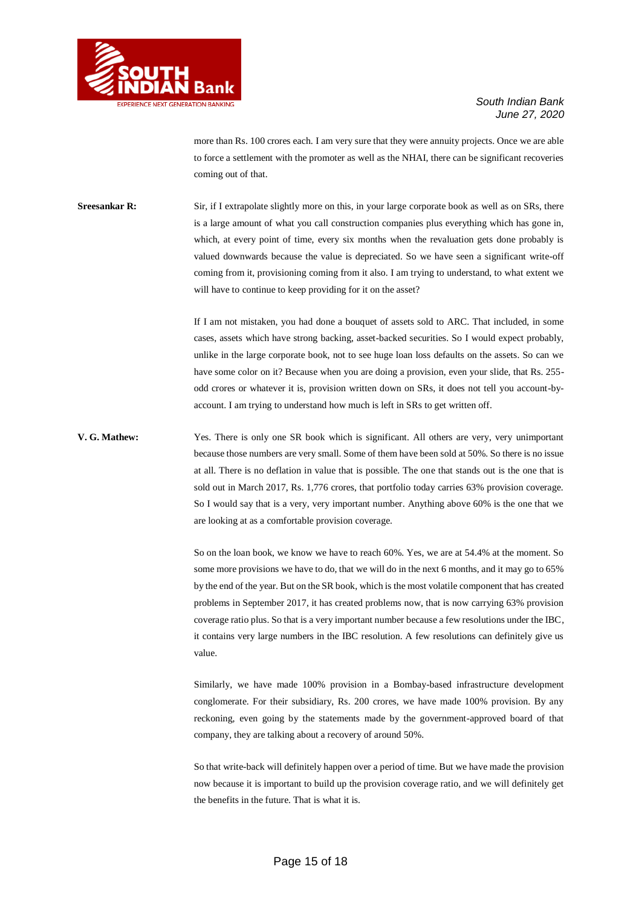more than Rs. 100 crores each. I am very sure that they were annuity projects. Once we are able to force a settlement with the promoter as well as the NHAI, there can be significant recoveries coming out of that.

**Sreesankar R:** Sir, if I extrapolate slightly more on this, in your large corporate book as well as on SRs, there is a large amount of what you call construction companies plus everything which has gone in, which, at every point of time, every six months when the revaluation gets done probably is valued downwards because the value is depreciated. So we have seen a significant write-off coming from it, provisioning coming from it also. I am trying to understand, to what extent we will have to continue to keep providing for it on the asset?

If I am not mistaken, you had done a bouquet of assets sold to ARC. That included, in some cases, assets which have strong backing, asset-backed securities. So I would expect probably, unlike in the large corporate book, not to see huge loan loss defaults on the assets. So can we have some color on it? Because when you are doing a provision, even your slide, that Rs. 255-odd crores or whatever it is, provision written down on SRs, it does not tell you account-by-account. I am trying to understand how much is left in SRs to get written off.

**V. G. Mathew:** Yes. There is only one SR book which is significant. All others are very, very unimportant because those numbers are very small. Some of them have been sold at 50%. So there is no issue at all. There is no deflation in value that is possible. The one that stands out is the one that is sold out in March 2017, Rs. 1,776 crores, that portfolio today carries 63% provision coverage. So I would say that is a very, very important number. Anything above 60% is the one that we are looking at as a comfortable provision coverage.

So on the loan book, we know we have to reach 60%. Yes, we are at 54.4% at the moment. So some more provisions we have to do, that we will do in the next 6 months, and it may go to 65% by the end of the year. But on the SR book, which is the most volatile component that has created problems in September 2017, it has created problems now, that is now carrying 63% provision coverage ratio plus. So that is a very important number because a few resolutions under the IBC, it contains very large numbers in the IBC resolution. A few resolutions can definitely give us value.

Similarly, we have made 100% provision in a Bombay-based infrastructure development conglomerate. For their subsidiary, Rs. 200 crores, we have made 100% provision. By any reckoning, even going by the statements made by the government-approved board of that company, they are talking about a recovery of around 50%.

So that write-back will definitely happen over a period of time. But we have made the provision now because it is important to build up the provision coverage ratio, and we will definitely get the benefits in the future. That is what it is.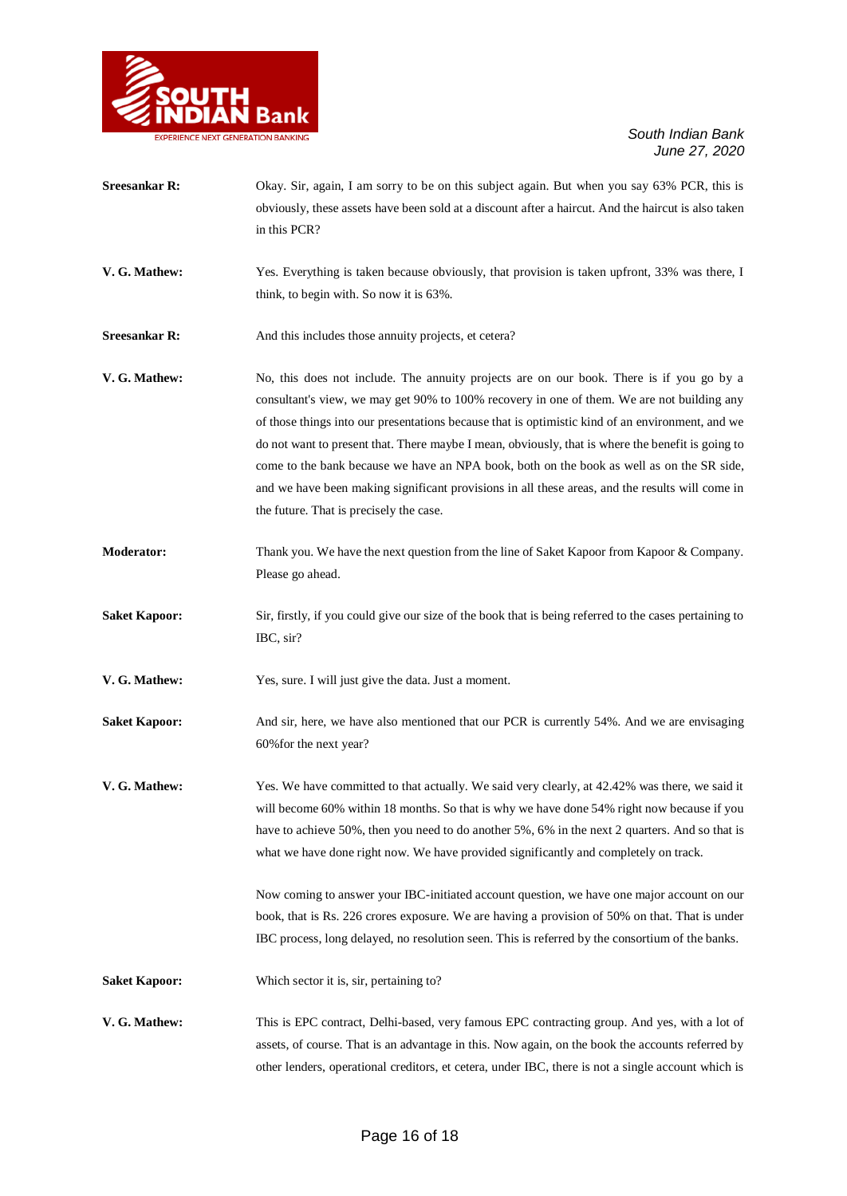**Sreesankar R:** Okay. Sir, again, I am sorry to be on this subject again. But when you say 63% PCR, this is obviously, these assets have been sold at a discount after a haircut. And the haircut is also taken in this PCR?

**V. G. Mathew:** Yes. Everything is taken because obviously, that provision is taken upfront, 33% was there, I think, to begin with. So now it is 63%.

**Sreesankar R:** And this includes those annuity projects, et cetera?

**V. G. Mathew:** No, this does not include. The annuity projects are on our book. There is if you go by a consultant's view, we may get 90% to 100% recovery in one of them. We are not building any of those things into our presentations because that is optimistic kind of an environment, and we do not want to present that. There maybe I mean, obviously, that is where the benefit is going to come to the bank because we have an NPA book, both on the book as well as on the SR side, and we have been making significant provisions in all these areas, and the results will come in the future. That is precisely the case.

**Moderator:** Thank you. We have the next question from the line of Saket Kapoor from Kapoor & Company. Please go ahead.

**Saket Kapoor:** Sir, firstly, if you could give our size of the book that is being referred to the cases pertaining to IBC, sir?

**V. G. Mathew:** Yes, sure. I will just give the data. Just a moment.

**Saket Kapoor:** And sir, here, we have also mentioned that our PCR is currently 54%. And we are envisaging 60%for the next year?

**V. G. Mathew:** Yes. We have committed to that actually. We said very clearly, at 42.42% was there, we said it will become 60% within 18 months. So that is why we have done 54% right now because if you have to achieve 50%, then you need to do another 5%, 6% in the next 2 quarters. And so that is what we have done right now. We have provided significantly and completely on track.

Now coming to answer your IBC-initiated account question, we have one major account on our book, that is Rs. 226 crores exposure. We are having a provision of 50% on that. That is under IBC process, long delayed, no resolution seen. This is referred by the consortium of the banks.

**Saket Kapoor:** Which sector it is, sir, pertaining to?

**V. G. Mathew:** This is EPC contract, Delhi-based, very famous EPC contracting group. And yes, with a lot of assets, of course. That is an advantage in this. Now again, on the book the accounts referred by other lenders, operational creditors, et cetera, under IBC, there is not a single account which is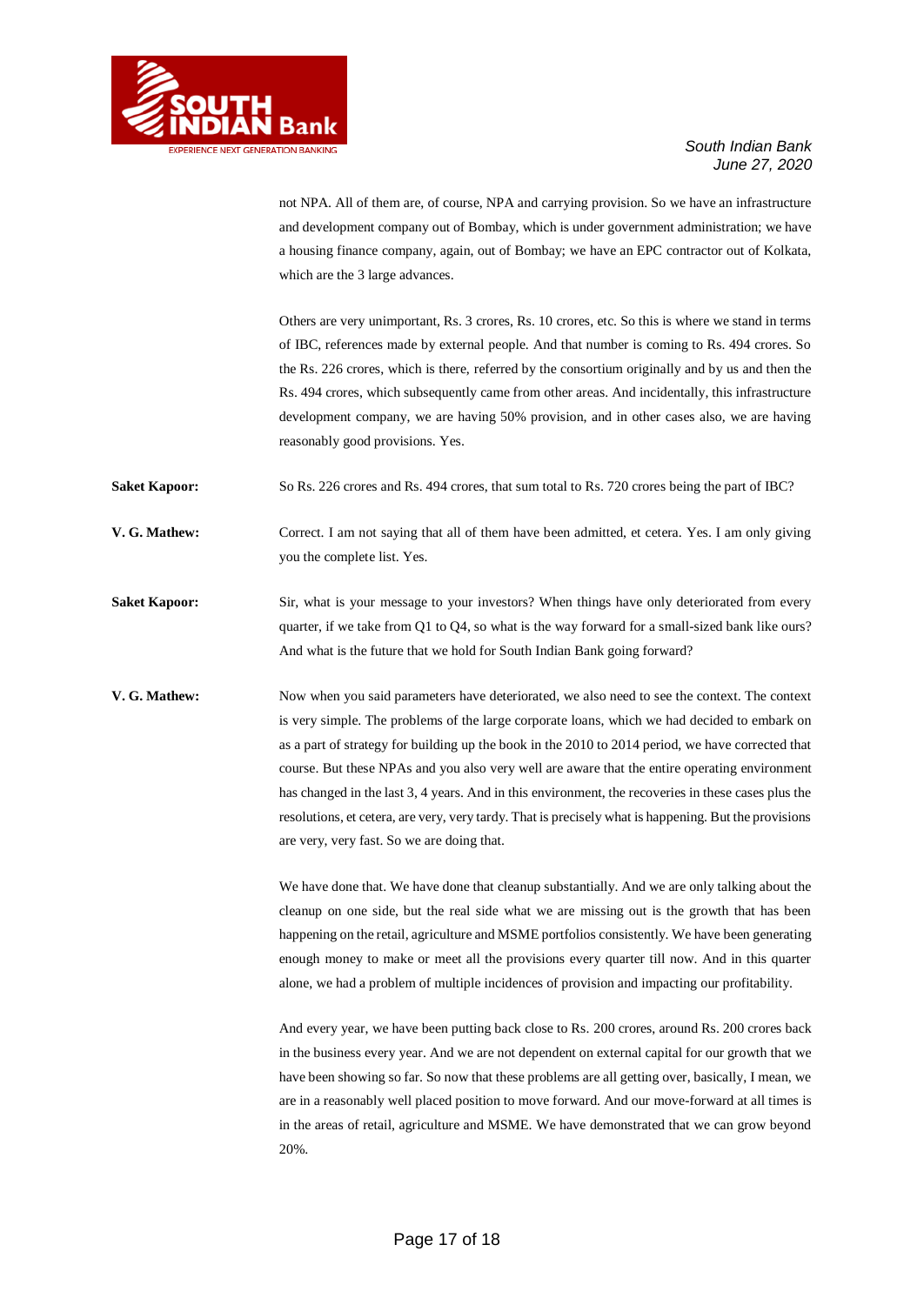not NPA. All of them are, of course, NPA and carrying provision. So we have an infrastructure and development company out of Bombay, which is under government administration; we have a housing finance company, again, out of Bombay; we have an EPC contractor out of Kolkata, which are the 3 large advances.

Others are very unimportant, Rs. 3 crores, Rs. 10 crores, etc. So this is where we stand in terms of IBC, references made by external people. And that number is coming to Rs. 494 crores. So the Rs. 226 crores, which is there, referred by the consortium originally and by us and then the Rs. 494 crores, which subsequently came from other areas. And incidentally, this infrastructure development company, we are having 50% provision, and in other cases also, we are having reasonably good provisions. Yes.

**Saket Kapoor:** So Rs. 226 crores and Rs. 494 crores, that sum total to Rs. 720 crores being the part of IBC?

**V. G. Mathew:** Correct. I am not saying that all of them have been admitted, et cetera. Yes. I am only giving you the complete list. Yes.

**Saket Kapoor:** Sir, what is your message to your investors? When things have only deteriorated from every quarter, if we take from Q1 to Q4, so what is the way forward for a small-sized bank like ours? And what is the future that we hold for South Indian Bank going forward?

**V. G. Mathew:** Now when you said parameters have deteriorated, we also need to see the context. The context is very simple. The problems of the large corporate loans, which we had decided to embark on as a part of strategy for building up the book in the 2010 to 2014 period, we have corrected that course. But these NPAs and you also very well are aware that the entire operating environment has changed in the last 3, 4 years. And in this environment, the recoveries in these cases plus the resolutions, et cetera, are very, very tardy. That is precisely what is happening. But the provisions are very, very fast. So we are doing that.

We have done that. We have done that cleanup substantially. And we are only talking about the cleanup on one side, but the real side what we are missing out is the growth that has been happening on the retail, agriculture and MSME portfolios consistently. We have been generating enough money to make or meet all the provisions every quarter till now. And in this quarter alone, we had a problem of multiple incidences of provision and impacting our profitability.

And every year, we have been putting back close to Rs. 200 crores, around Rs. 200 crores back in the business every year. And we are not dependent on external capital for our growth that we have been showing so far. So now that these problems are all getting over, basically, I mean, we are in a reasonably well placed position to move forward. And our move-forward at all times is in the areas of retail, agriculture and MSME. We have demonstrated that we can grow beyond 20%.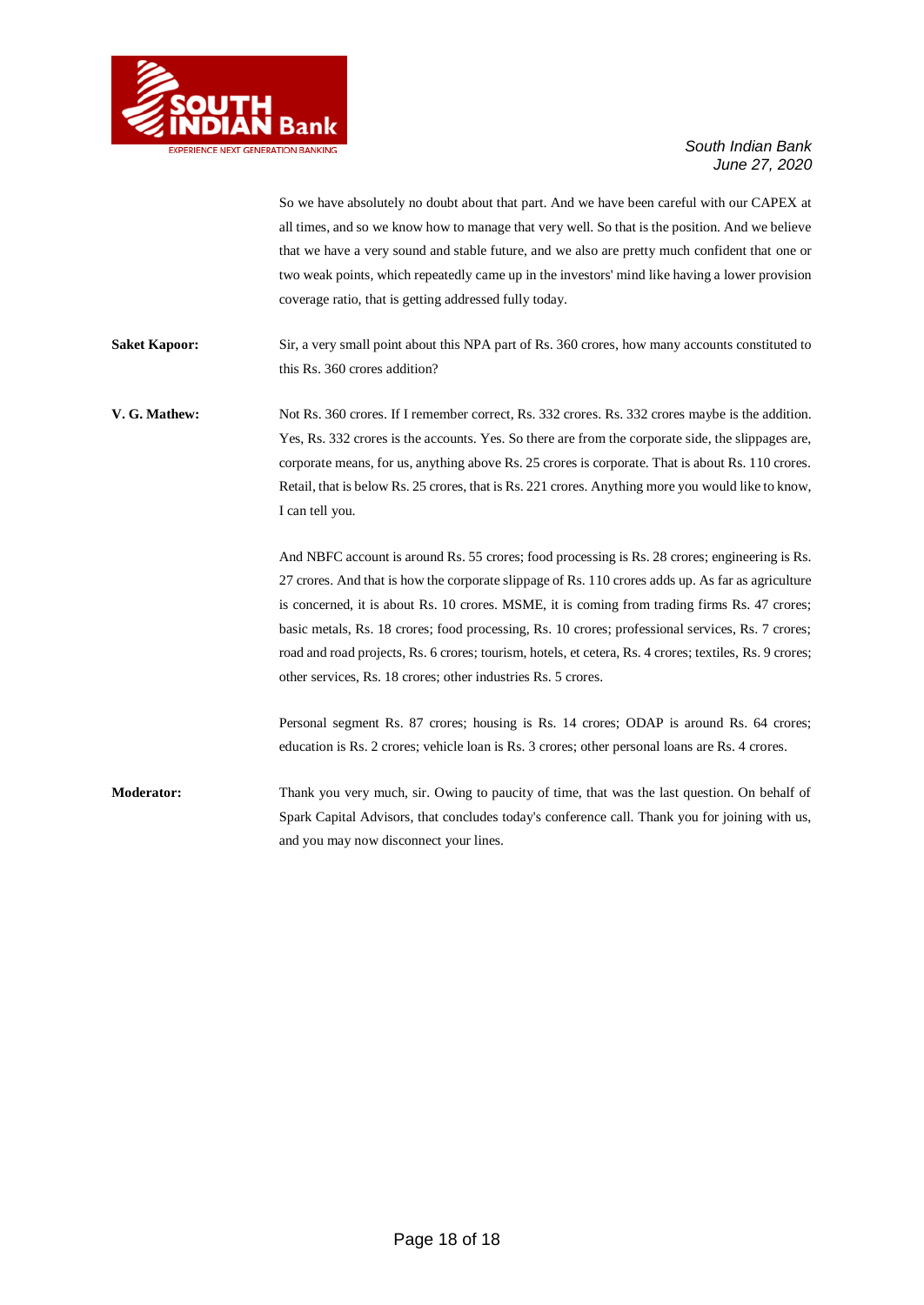So we have absolutely no doubt about that part. And we have been careful with our CAPEX at all times, and so we know how to manage that very well. So that is the position. And we believe that we have a very sound and stable future, and we also are pretty much confident that one or two weak points, which repeatedly came up in the investors' mind like having a lower provision coverage ratio, that is getting addressed fully today.

**Saket Kapoor:** Sir, a very small point about this NPA part of Rs. 360 crores, how many accounts constituted to this Rs. 360 crores addition?

**V. G. Mathew:** Not Rs. 360 crores. If I remember correct, Rs. 332 crores. Rs. 332 crores maybe is the addition. Yes, Rs. 332 crores is the accounts. Yes. So there are from the corporate side, the slippages are, corporate means, for us, anything above Rs. 25 crores is corporate. That is about Rs. 110 crores. Retail, that is below Rs. 25 crores, that is Rs. 221 crores. Anything more you would like to know, I can tell you.

And NBFC account is around Rs. 55 crores; food processing is Rs. 28 crores; engineering is Rs. 27 crores. And that is how the corporate slippage of Rs. 110 crores adds up. As far as agriculture is concerned, it is about Rs. 10 crores. MSME, it is coming from trading firms Rs. 47 crores; basic metals, Rs. 18 crores; food processing, Rs. 10 crores; professional services, Rs. 7 crores; road and road projects, Rs. 6 crores; tourism, hotels, et cetera, Rs. 4 crores; textiles, Rs. 9 crores; other services, Rs. 18 crores; other industries Rs. 5 crores.

Personal segment Rs. 87 crores; housing is Rs. 14 crores; ODAP is around Rs. 64 crores; education is Rs. 2 crores; vehicle loan is Rs. 3 crores; other personal loans are Rs. 4 crores.

**Moderator:** Thank you very much, sir. Owing to paucity of time, that was the last question. On behalf of Spark Capital Advisors, that concludes today's conference call. Thank you for joining with us, and you may now disconnect your lines.